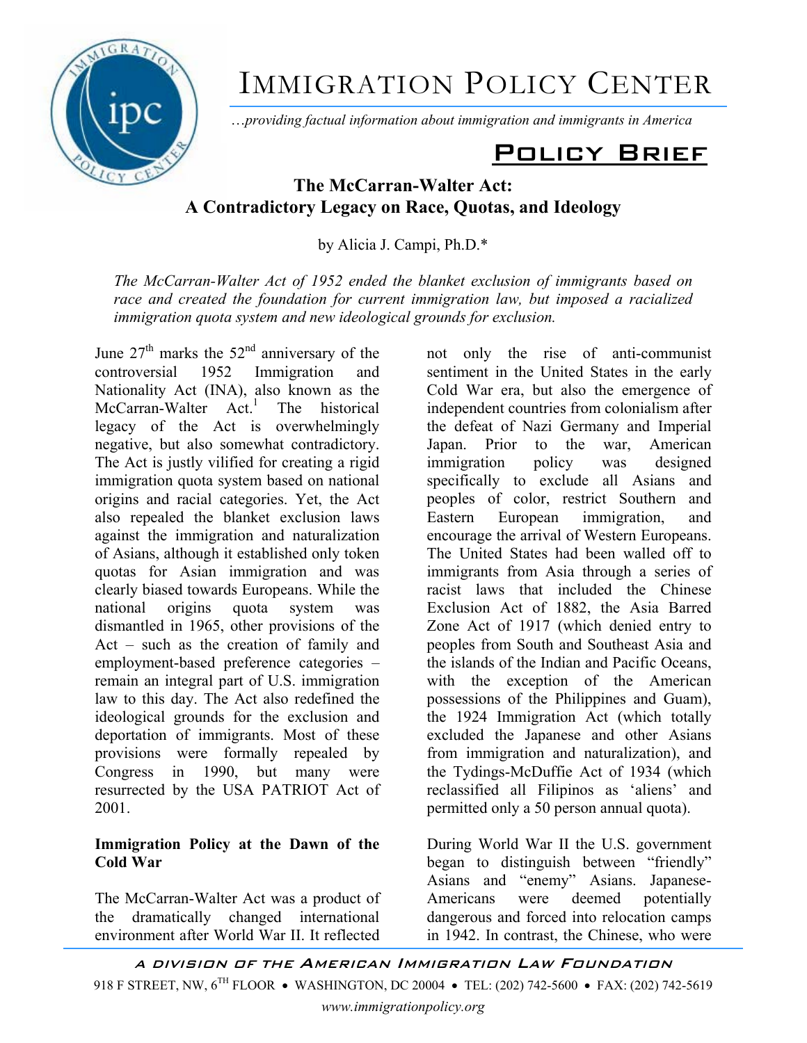# IMMIGRATION POLICY CENTER

*…providing factual information about immigration and immigrants in America*

## Policy Brief

## The McCarran-Walter Act: A Contradictory Legacy on Race, Quotas, and Ideology

by Alicia J. Campi, Ph.D.*

*The McCarran-Walter Act of 1952 ended the blanket exclusion of immigrants based on race and created the foundation for current immigration law, but imposed a racialized immigration quota system and new ideological grounds for exclusion.*

June 27th marks the 52nd anniversary of the controversial 1952 Immigration and Nationality Act (INA), also known as the McCarran-Walter Act.[1] The historical legacy of the Act is overwhelmingly negative, but also somewhat contradictory. The Act is justly vilified for creating a rigid immigration quota system based on national origins and racial categories. Yet, the Act also repealed the blanket exclusion laws against the immigration and naturalization of Asians, although it established only token quotas for Asian immigration and was clearly biased towards Europeans. While the national origins quota system was dismantled in 1965, other provisions of the Act – such as the creation of family and employment-based preference categories – remain an integral part of U.S. immigration law to this day. The Act also redefined the ideological grounds for the exclusion and deportation of immigrants. Most of these provisions were formally repealed by Congress in 1990, but many were resurrected by the USA PATRIOT Act of 2001.

**Immigration Policy at the Dawn of the Cold War**

The McCarran-Walter Act was a product of the dramatically changed international environment after World War II. It reflected not only the rise of anti-communist sentiment in the United States in the early Cold War era, but also the emergence of independent countries from colonialism after the defeat of Nazi Germany and Imperial Japan. Prior to the war, American immigration policy was designed specifically to exclude all Asians and peoples of color, restrict Southern and Eastern European immigration, and encourage the arrival of Western Europeans. The United States had been walled off to immigrants from Asia through a series of racist laws that included the Chinese Exclusion Act of 1882, the Asia Barred Zone Act of 1917 (which denied entry to peoples from South and Southeast Asia and the islands of the Indian and Pacific Oceans, with the exception of the American possessions of the Philippines and Guam), the 1924 Immigration Act (which totally excluded the Japanese and other Asians from immigration and naturalization), and the Tydings-McDuffie Act of 1934 (which reclassified all Filipinos as 'aliens' and permitted only a 50 person annual quota).

During World War II the U.S. government began to distinguish between "friendly" Asians and "enemy" Asians. Japanese-Americans were deemed potentially dangerous and forced into relocation camps in 1942. In contrast, the Chinese, who were

*A DIVISION OF THE AMERICAN IMMIGRATION LAW FOUNDATION*

918 F STREET, NW, 6TH FLOOR • WASHINGTON, DC 20004 • TEL: (202) 742-5600 • FAX: (202) 742-5619

*www.immigrationpolicy.org*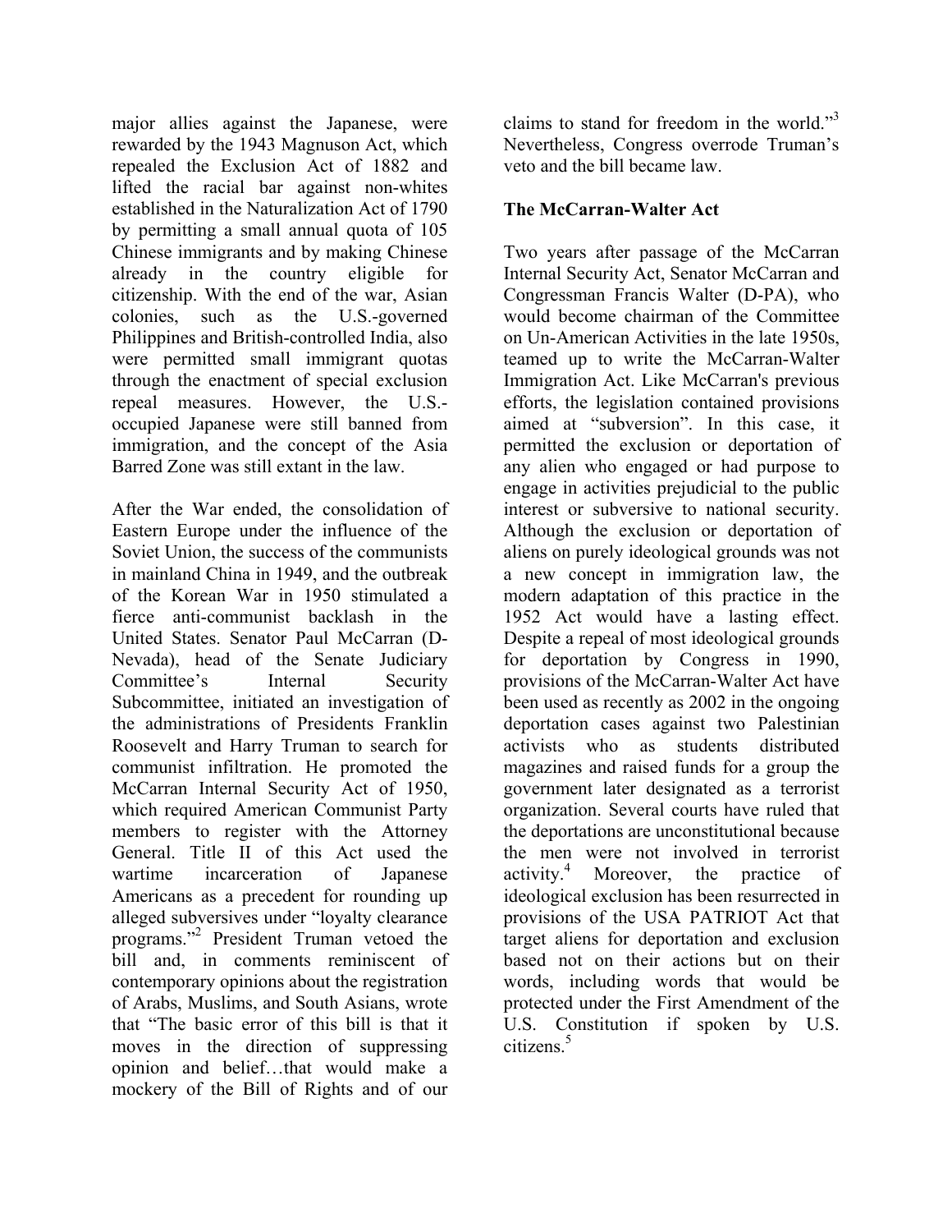major allies against the Japanese, were rewarded by the 1943 Magnuson Act, which repealed the Exclusion Act of 1882 and lifted the racial bar against non-whites established in the Naturalization Act of 1790 by permitting a small annual quota of 105 Chinese immigrants and by making Chinese already in the country eligible for citizenship. With the end of the war, Asian colonies, such as the U.S.-governed Philippines and British-controlled India, also were permitted small immigrant quotas through the enactment of special exclusion repeal measures. However, the U.S.-occupied Japanese were still banned from immigration, and the concept of the Asia Barred Zone was still extant in the law.

After the War ended, the consolidation of Eastern Europe under the influence of the Soviet Union, the success of the communists in mainland China in 1949, and the outbreak of the Korean War in 1950 stimulated a fierce anti-communist backlash in the United States. Senator Paul McCarran (D-Nevada), head of the Senate Judiciary Committee's Internal Security Subcommittee, initiated an investigation of the administrations of Presidents Franklin Roosevelt and Harry Truman to search for communist infiltration. He promoted the McCarran Internal Security Act of 1950, which required American Communist Party members to register with the Attorney General. Title II of this Act used the wartime incarceration of Japanese Americans as a precedent for rounding up alleged subversives under "loyalty clearance programs."[2] President Truman vetoed the bill and, in comments reminiscent of contemporary opinions about the registration of Arabs, Muslims, and South Asians, wrote that "The basic error of this bill is that it moves in the direction of suppressing opinion and belief…that would make a mockery of the Bill of Rights and of our claims to stand for freedom in the world."[3] Nevertheless, Congress overrode Truman's veto and the bill became law.

**The McCarran-Walter Act**

Two years after passage of the McCarran Internal Security Act, Senator McCarran and Congressman Francis Walter (D-PA), who would become chairman of the Committee on Un-American Activities in the late 1950s, teamed up to write the McCarran-Walter Immigration Act. Like McCarran's previous efforts, the legislation contained provisions aimed at "subversion". In this case, it permitted the exclusion or deportation of any alien who engaged or had purpose to engage in activities prejudicial to the public interest or subversive to national security. Although the exclusion or deportation of aliens on purely ideological grounds was not a new concept in immigration law, the modern adaptation of this practice in the 1952 Act would have a lasting effect. Despite a repeal of most ideological grounds for deportation by Congress in 1990, provisions of the McCarran-Walter Act have been used as recently as 2002 in the ongoing deportation cases against two Palestinian activists who as students distributed magazines and raised funds for a group the government later designated as a terrorist organization. Several courts have ruled that the deportations are unconstitutional because the men were not involved in terrorist activity.[4] Moreover, the practice of ideological exclusion has been resurrected in provisions of the USA PATRIOT Act that target aliens for deportation and exclusion based not on their actions but on their words, including words that would be protected under the First Amendment of the U.S. Constitution if spoken by U.S. citizens.[5]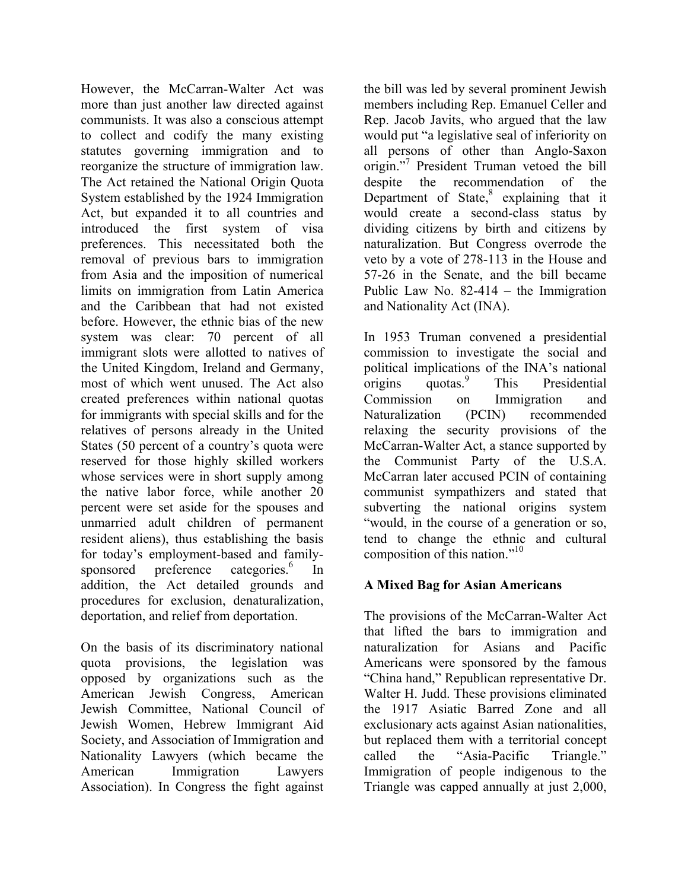However, the McCarran-Walter Act was more than just another law directed against communists. It was also a conscious attempt to collect and codify the many existing statutes governing immigration and to reorganize the structure of immigration law. The Act retained the National Origin Quota System established by the 1924 Immigration Act, but expanded it to all countries and introduced the first system of visa preferences. This necessitated both the removal of previous bars to immigration from Asia and the imposition of numerical limits on immigration from Latin America and the Caribbean that had not existed before. However, the ethnic bias of the new system was clear: 70 percent of all immigrant slots were allotted to natives of the United Kingdom, Ireland and Germany, most of which went unused. The Act also created preferences within national quotas for immigrants with special skills and for the relatives of persons already in the United States (50 percent of a country's quota were reserved for those highly skilled workers whose services were in short supply among the native labor force, while another 20 percent were set aside for the spouses and unmarried adult children of permanent resident aliens), thus establishing the basis for today's employment-based and family-sponsored preference categories.[6] In addition, the Act detailed grounds and procedures for exclusion, denaturalization, deportation, and relief from deportation.

On the basis of its discriminatory national quota provisions, the legislation was opposed by organizations such as the American Jewish Congress, American Jewish Committee, National Council of Jewish Women, Hebrew Immigrant Aid Society, and Association of Immigration and Nationality Lawyers (which became the American Immigration Lawyers Association). In Congress the fight against the bill was led by several prominent Jewish members including Rep. Emanuel Celler and Rep. Jacob Javits, who argued that the law would put "a legislative seal of inferiority on all persons of other than Anglo-Saxon origin."[7] President Truman vetoed the bill despite the recommendation of the Department of State,[8] explaining that it would create a second-class status by dividing citizens by birth and citizens by naturalization. But Congress overrode the veto by a vote of 278-113 in the House and 57-26 in the Senate, and the bill became Public Law No. 82-414 – the Immigration and Nationality Act (INA).

In 1953 Truman convened a presidential commission to investigate the social and political implications of the INA's national origins quotas.[9] This Presidential Commission on Immigration and Naturalization (PCIN) recommended relaxing the security provisions of the McCarran-Walter Act, a stance supported by the Communist Party of the U.S.A. McCarran later accused PCIN of containing communist sympathizers and stated that subverting the national origins system "would, in the course of a generation or so, tend to change the ethnic and cultural composition of this nation."[10]

## A Mixed Bag for Asian Americans

The provisions of the McCarran-Walter Act that lifted the bars to immigration and naturalization for Asians and Pacific Americans were sponsored by the famous "China hand," Republican representative Dr. Walter H. Judd. These provisions eliminated the 1917 Asiatic Barred Zone and all exclusionary acts against Asian nationalities, but replaced them with a territorial concept called the "Asia-Pacific Triangle." Immigration of people indigenous to the Triangle was capped annually at just 2,000,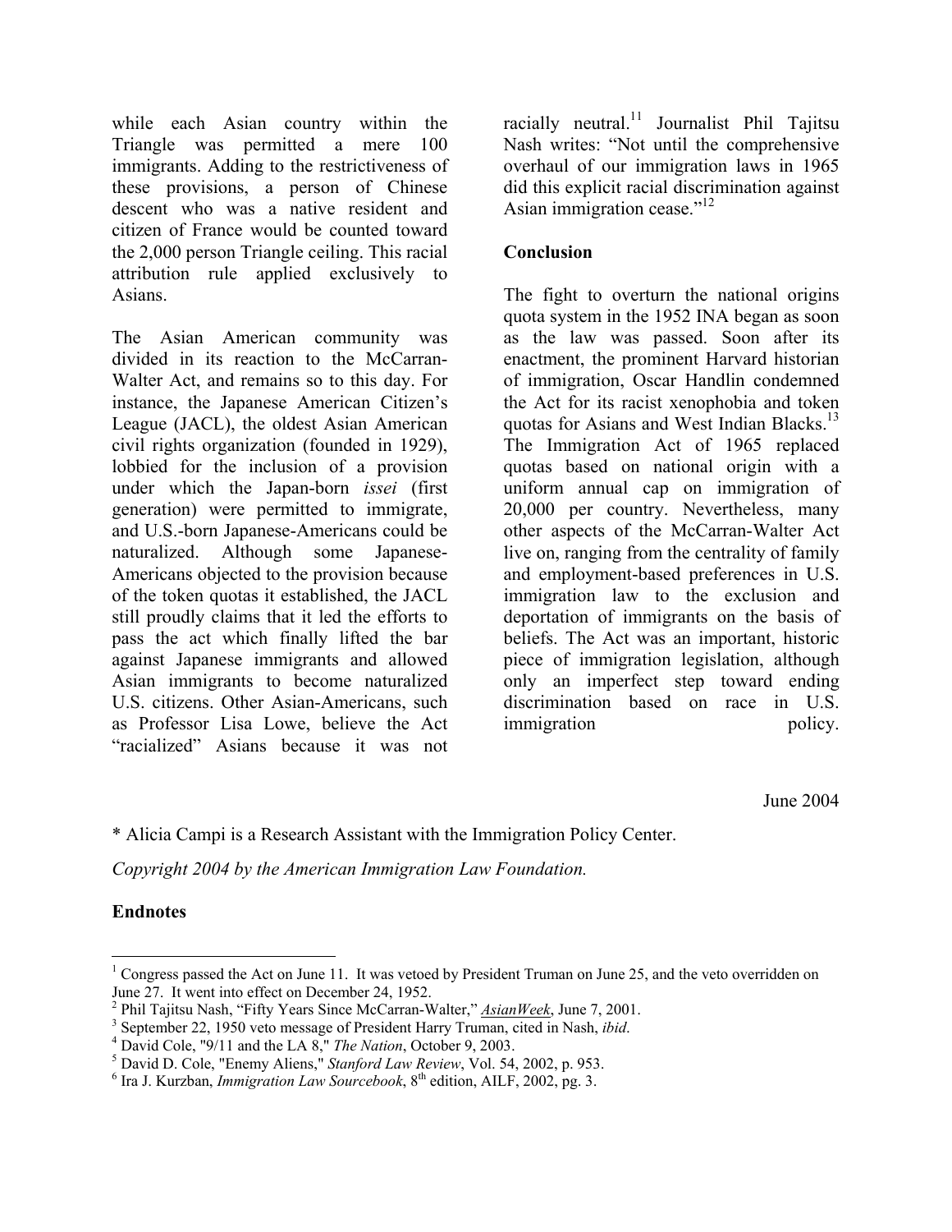while each Asian country within the Triangle was permitted a mere 100 immigrants. Adding to the restrictiveness of these provisions, a person of Chinese descent who was a native resident and citizen of France would be counted toward the 2,000 person Triangle ceiling. This racial attribution rule applied exclusively to Asians.

The Asian American community was divided in its reaction to the McCarran-Walter Act, and remains so to this day. For instance, the Japanese American Citizen's League (JACL), the oldest Asian American civil rights organization (founded in 1929), lobbied for the inclusion of a provision under which the Japan-born *issei* (first generation) were permitted to immigrate, and U.S.-born Japanese-Americans could be naturalized. Although some Japanese-Americans objected to the provision because of the token quotas it established, the JACL still proudly claims that it led the efforts to pass the act which finally lifted the bar against Japanese immigrants and allowed Asian immigrants to become naturalized U.S. citizens. Other Asian-Americans, such as Professor Lisa Lowe, believe the Act "racialized" Asians because it was not racially neutral.[11] Journalist Phil Tajitsu Nash writes: "Not until the comprehensive overhaul of our immigration laws in 1965 did this explicit racial discrimination against Asian immigration cease."[12]

**Conclusion**

The fight to overturn the national origins quota system in the 1952 INA began as soon as the law was passed. Soon after its enactment, the prominent Harvard historian of immigration, Oscar Handlin condemned the Act for its racist xenophobia and token quotas for Asians and West Indian Blacks.[13] The Immigration Act of 1965 replaced quotas based on national origin with a uniform annual cap on immigration of 20,000 per country. Nevertheless, many other aspects of the McCarran-Walter Act live on, ranging from the centrality of family and employment-based preferences in U.S. immigration law to the exclusion and deportation of immigrants on the basis of beliefs. The Act was an important, historic piece of immigration legislation, although only an imperfect step toward ending discrimination based on race in U.S. immigration policy.

June 2004

* Alicia Campi is a Research Assistant with the Immigration Policy Center.

*Copyright 2004 by the American Immigration Law Foundation.*

**Endnotes**

[1] Congress passed the Act on June 11. It was vetoed by President Truman on June 25, and the veto overridden on June 27. It went into effect on December 24, 1952.

[2] Phil Tajitsu Nash, "Fifty Years Since McCarran-Walter," *AsianWeek*, June 7, 2001.

[3] September 22, 1950 veto message of President Harry Truman, cited in Nash, *ibid*.

[4] David Cole, "9/11 and the LA 8," *The Nation*, October 9, 2003.

[5] David D. Cole, "Enemy Aliens," *Stanford Law Review*, Vol. 54, 2002, p. 953.

[6] Ira J. Kurzban, *Immigration Law Sourcebook*, 8th edition, AILF, 2002, pg. 3.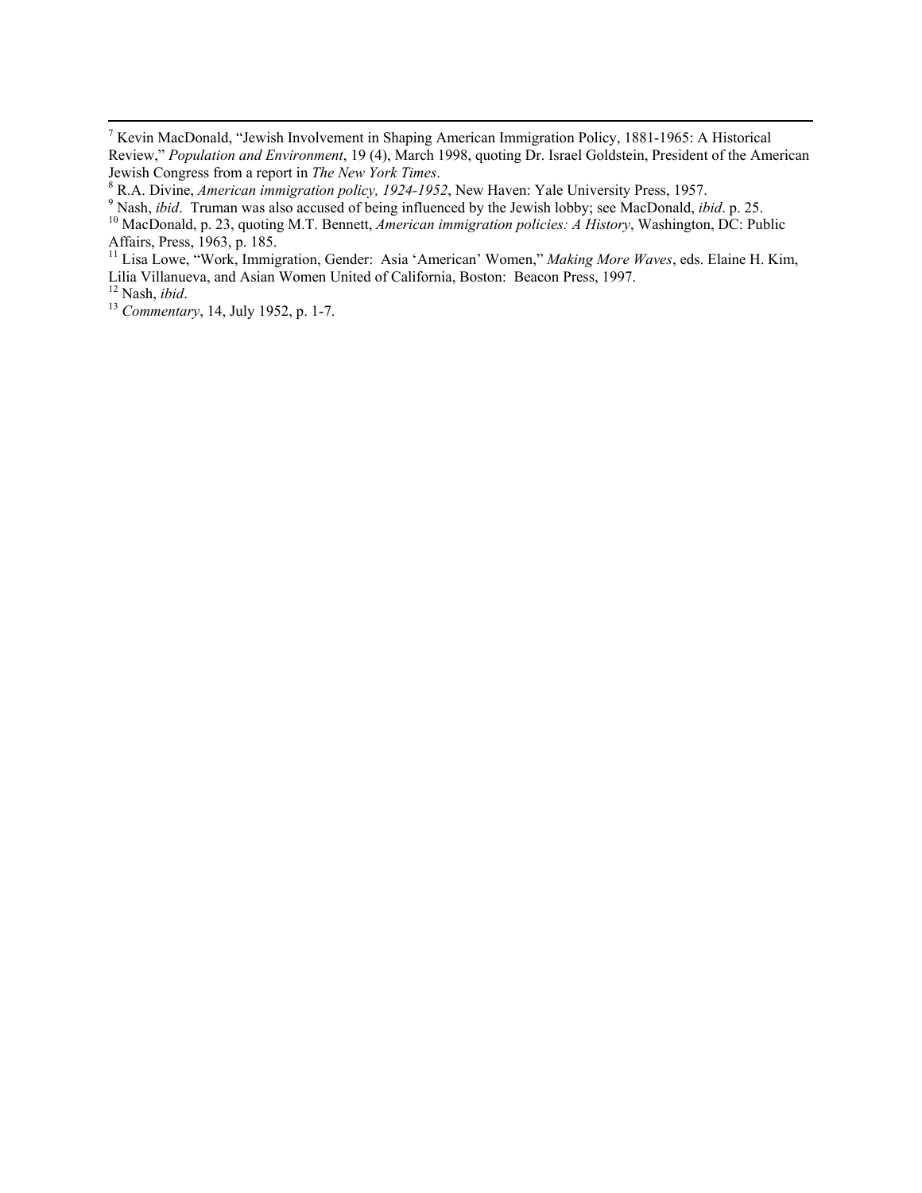[7] Kevin MacDonald, "Jewish Involvement in Shaping American Immigration Policy, 1881-1965: A Historical Review," *Population and Environment*, 19 (4), March 1998, quoting Dr. Israel Goldstein, President of the American Jewish Congress from a report in *The New York Times*.

[8] R.A. Divine, *American immigration policy, 1924-1952*, New Haven: Yale University Press, 1957.

[9] Nash, *ibid*. Truman was also accused of being influenced by the Jewish lobby; see MacDonald, *ibid*. p. 25.

[10] MacDonald, p. 23, quoting M.T. Bennett, *American immigration policies: A History*, Washington, DC: Public Affairs, Press, 1963, p. 185.

[11] Lisa Lowe, "Work, Immigration, Gender: Asia 'American' Women," *Making More Waves*, eds. Elaine H. Kim, Lilia Villanueva, and Asian Women United of California, Boston: Beacon Press, 1997.

[12] Nash, *ibid*.

[13] *Commentary*, 14, July 1952, p. 1-7.